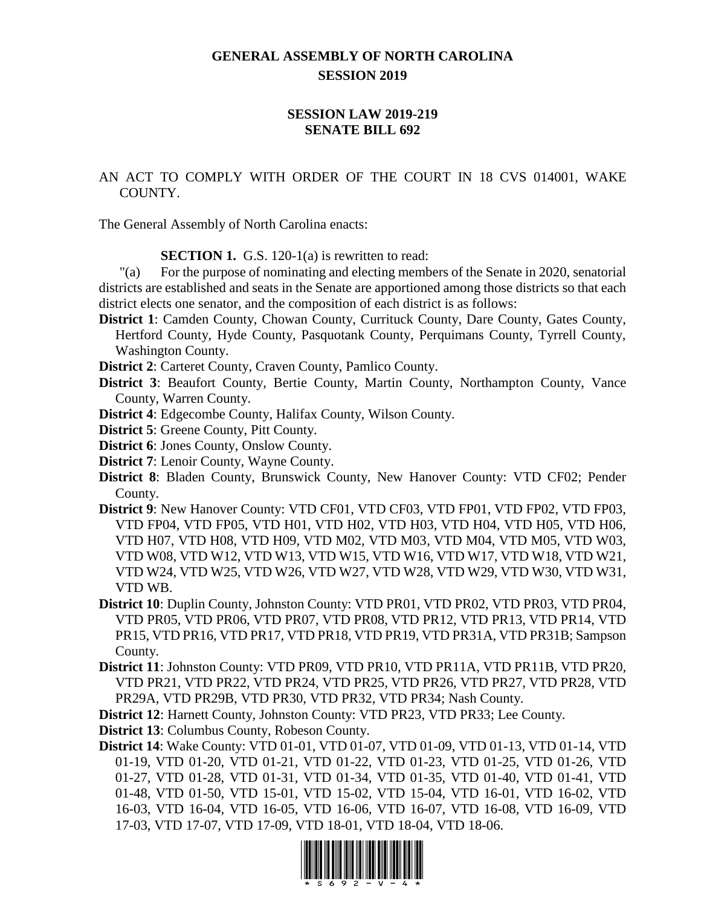# GENERAL ASSEMBLY OF NORTH CAROLINA
## SESSION 2019

### SESSION LAW 2019-219
### SENATE BILL 692

AN ACT TO COMPLY WITH ORDER OF THE COURT IN 18 CVS 014001, WAKE COUNTY.

The General Assembly of North Carolina enacts:

**SECTION 1.** G.S. 120-1(a) is rewritten to read:

"(a) For the purpose of nominating and electing members of the Senate in 2020, senatorial districts are established and seats in the Senate are apportioned among those districts so that each district elects one senator, and the composition of each district is as follows:

**District 1**: Camden County, Chowan County, Currituck County, Dare County, Gates County, Hertford County, Hyde County, Pasquotank County, Perquimans County, Tyrrell County, Washington County.

**District 2**: Carteret County, Craven County, Pamlico County.

**District 3**: Beaufort County, Bertie County, Martin County, Northampton County, Vance County, Warren County.

**District 4**: Edgecombe County, Halifax County, Wilson County.

**District 5**: Greene County, Pitt County.

**District 6**: Jones County, Onslow County.

**District 7**: Lenoir County, Wayne County.

**District 8**: Bladen County, Brunswick County, New Hanover County: VTD CF02; Pender County.

**District 9**: New Hanover County: VTD CF01, VTD CF03, VTD FP01, VTD FP02, VTD FP03, VTD FP04, VTD FP05, VTD H01, VTD H02, VTD H03, VTD H04, VTD H05, VTD H06, VTD H07, VTD H08, VTD H09, VTD M02, VTD M03, VTD M04, VTD M05, VTD W03, VTD W08, VTD W12, VTD W13, VTD W15, VTD W16, VTD W17, VTD W18, VTD W21, VTD W24, VTD W25, VTD W26, VTD W27, VTD W28, VTD W29, VTD W30, VTD W31, VTD WB.

**District 10**: Duplin County, Johnston County: VTD PR01, VTD PR02, VTD PR03, VTD PR04, VTD PR05, VTD PR06, VTD PR07, VTD PR08, VTD PR12, VTD PR13, VTD PR14, VTD PR15, VTD PR16, VTD PR17, VTD PR18, VTD PR19, VTD PR31A, VTD PR31B; Sampson County.

**District 11**: Johnston County: VTD PR09, VTD PR10, VTD PR11A, VTD PR11B, VTD PR20, VTD PR21, VTD PR22, VTD PR24, VTD PR25, VTD PR26, VTD PR27, VTD PR28, VTD PR29A, VTD PR29B, VTD PR30, VTD PR32, VTD PR34; Nash County.

**District 12**: Harnett County, Johnston County: VTD PR23, VTD PR33; Lee County.

**District 13**: Columbus County, Robeson County.

**District 14**: Wake County: VTD 01-01, VTD 01-07, VTD 01-09, VTD 01-13, VTD 01-14, VTD 01-19, VTD 01-20, VTD 01-21, VTD 01-22, VTD 01-23, VTD 01-25, VTD 01-26, VTD 01-27, VTD 01-28, VTD 01-31, VTD 01-34, VTD 01-35, VTD 01-40, VTD 01-41, VTD 01-48, VTD 01-50, VTD 15-01, VTD 15-02, VTD 15-04, VTD 16-01, VTD 16-02, VTD 16-03, VTD 16-04, VTD 16-05, VTD 16-06, VTD 16-07, VTD 16-08, VTD 16-09, VTD 17-03, VTD 17-07, VTD 17-09, VTD 18-01, VTD 18-04, VTD 18-06.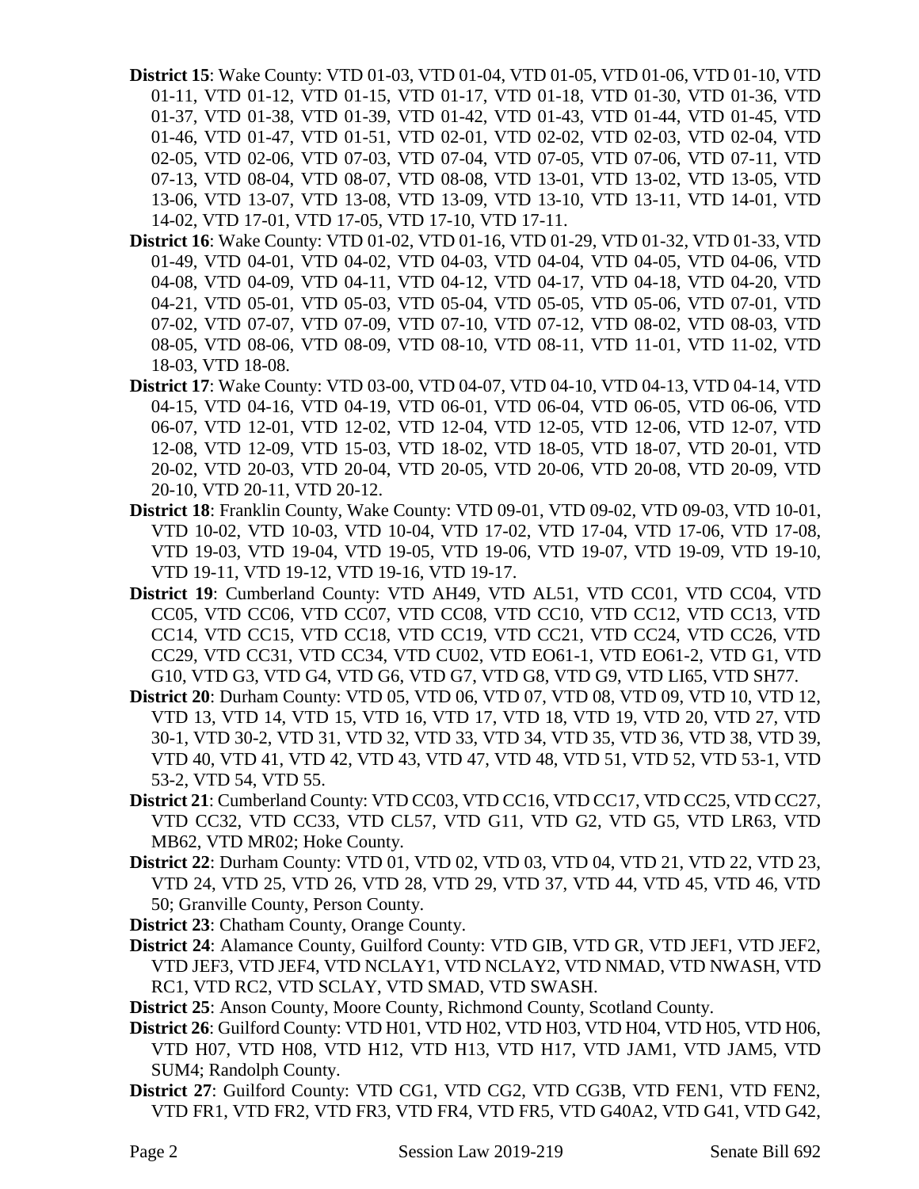**District 15**: Wake County: VTD 01-03, VTD 01-04, VTD 01-05, VTD 01-06, VTD 01-10, VTD 01-11, VTD 01-12, VTD 01-15, VTD 01-17, VTD 01-18, VTD 01-30, VTD 01-36, VTD 01-37, VTD 01-38, VTD 01-39, VTD 01-42, VTD 01-43, VTD 01-44, VTD 01-45, VTD 01-46, VTD 01-47, VTD 01-51, VTD 02-01, VTD 02-02, VTD 02-03, VTD 02-04, VTD 02-05, VTD 02-06, VTD 07-03, VTD 07-04, VTD 07-05, VTD 07-06, VTD 07-11, VTD 07-13, VTD 08-04, VTD 08-07, VTD 08-08, VTD 13-01, VTD 13-02, VTD 13-05, VTD 13-06, VTD 13-07, VTD 13-08, VTD 13-09, VTD 13-10, VTD 13-11, VTD 14-01, VTD 14-02, VTD 17-01, VTD 17-05, VTD 17-10, VTD 17-11.

**District 16**: Wake County: VTD 01-02, VTD 01-16, VTD 01-29, VTD 01-32, VTD 01-33, VTD 01-49, VTD 04-01, VTD 04-02, VTD 04-03, VTD 04-04, VTD 04-05, VTD 04-06, VTD 04-08, VTD 04-09, VTD 04-11, VTD 04-12, VTD 04-17, VTD 04-18, VTD 04-20, VTD 04-21, VTD 05-01, VTD 05-03, VTD 05-04, VTD 05-05, VTD 05-06, VTD 07-01, VTD 07-02, VTD 07-07, VTD 07-09, VTD 07-10, VTD 07-12, VTD 08-02, VTD 08-03, VTD 08-05, VTD 08-06, VTD 08-09, VTD 08-10, VTD 08-11, VTD 11-01, VTD 11-02, VTD 18-03, VTD 18-08.

**District 17**: Wake County: VTD 03-00, VTD 04-07, VTD 04-10, VTD 04-13, VTD 04-14, VTD 04-15, VTD 04-16, VTD 04-19, VTD 06-01, VTD 06-04, VTD 06-05, VTD 06-06, VTD 06-07, VTD 12-01, VTD 12-02, VTD 12-04, VTD 12-05, VTD 12-06, VTD 12-07, VTD 12-08, VTD 12-09, VTD 15-03, VTD 18-02, VTD 18-05, VTD 18-07, VTD 20-01, VTD 20-02, VTD 20-03, VTD 20-04, VTD 20-05, VTD 20-06, VTD 20-08, VTD 20-09, VTD 20-10, VTD 20-11, VTD 20-12.

**District 18**: Franklin County, Wake County: VTD 09-01, VTD 09-02, VTD 09-03, VTD 10-01, VTD 10-02, VTD 10-03, VTD 10-04, VTD 17-02, VTD 17-04, VTD 17-06, VTD 17-08, VTD 19-03, VTD 19-04, VTD 19-05, VTD 19-06, VTD 19-07, VTD 19-09, VTD 19-10, VTD 19-11, VTD 19-12, VTD 19-16, VTD 19-17.

**District 19**: Cumberland County: VTD AH49, VTD AL51, VTD CC01, VTD CC04, VTD CC05, VTD CC06, VTD CC07, VTD CC08, VTD CC10, VTD CC12, VTD CC13, VTD CC14, VTD CC15, VTD CC18, VTD CC19, VTD CC21, VTD CC24, VTD CC26, VTD CC29, VTD CC31, VTD CC34, VTD CU02, VTD EO61-1, VTD EO61-2, VTD G1, VTD G10, VTD G3, VTD G4, VTD G6, VTD G7, VTD G8, VTD G9, VTD LI65, VTD SH77.

**District 20**: Durham County: VTD 05, VTD 06, VTD 07, VTD 08, VTD 09, VTD 10, VTD 12, VTD 13, VTD 14, VTD 15, VTD 16, VTD 17, VTD 18, VTD 19, VTD 20, VTD 27, VTD 30-1, VTD 30-2, VTD 31, VTD 32, VTD 33, VTD 34, VTD 35, VTD 36, VTD 38, VTD 39, VTD 40, VTD 41, VTD 42, VTD 43, VTD 47, VTD 48, VTD 51, VTD 52, VTD 53-1, VTD 53-2, VTD 54, VTD 55.

**District 21**: Cumberland County: VTD CC03, VTD CC16, VTD CC17, VTD CC25, VTD CC27, VTD CC32, VTD CC33, VTD CL57, VTD G11, VTD G2, VTD G5, VTD LR63, VTD MB62, VTD MR02; Hoke County.

**District 22**: Durham County: VTD 01, VTD 02, VTD 03, VTD 04, VTD 21, VTD 22, VTD 23, VTD 24, VTD 25, VTD 26, VTD 28, VTD 29, VTD 37, VTD 44, VTD 45, VTD 46, VTD 50; Granville County, Person County.

**District 23**: Chatham County, Orange County.

**District 24**: Alamance County, Guilford County: VTD GIB, VTD GR, VTD JEF1, VTD JEF2, VTD JEF3, VTD JEF4, VTD NCLAY1, VTD NCLAY2, VTD NMAD, VTD NWASH, VTD RC1, VTD RC2, VTD SCLAY, VTD SMAD, VTD SWASH.

**District 25**: Anson County, Moore County, Richmond County, Scotland County.

**District 26**: Guilford County: VTD H01, VTD H02, VTD H03, VTD H04, VTD H05, VTD H06, VTD H07, VTD H08, VTD H12, VTD H13, VTD H17, VTD JAM1, VTD JAM5, VTD SUM4; Randolph County.

**District 27**: Guilford County: VTD CG1, VTD CG2, VTD CG3B, VTD FEN1, VTD FEN2, VTD FR1, VTD FR2, VTD FR3, VTD FR4, VTD FR5, VTD G40A2, VTD G41, VTD G42,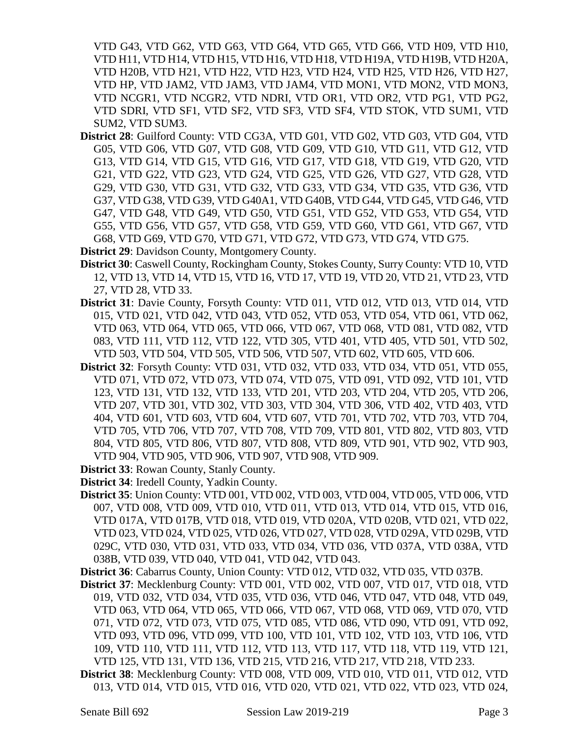VTD G43, VTD G62, VTD G63, VTD G64, VTD G65, VTD G66, VTD H09, VTD H10, VTD H11, VTD H14, VTD H15, VTD H16, VTD H18, VTD H19A, VTD H19B, VTD H20A, VTD H20B, VTD H21, VTD H22, VTD H23, VTD H24, VTD H25, VTD H26, VTD H27, VTD HP, VTD JAM2, VTD JAM3, VTD JAM4, VTD MON1, VTD MON2, VTD MON3, VTD NCGR1, VTD NCGR2, VTD NDRI, VTD OR1, VTD OR2, VTD PG1, VTD PG2, VTD SDRI, VTD SF1, VTD SF2, VTD SF3, VTD SF4, VTD STOK, VTD SUM1, VTD SUM2, VTD SUM3.

**District 28**: Guilford County: VTD CG3A, VTD G01, VTD G02, VTD G03, VTD G04, VTD G05, VTD G06, VTD G07, VTD G08, VTD G09, VTD G10, VTD G11, VTD G12, VTD G13, VTD G14, VTD G15, VTD G16, VTD G17, VTD G18, VTD G19, VTD G20, VTD G21, VTD G22, VTD G23, VTD G24, VTD G25, VTD G26, VTD G27, VTD G28, VTD G29, VTD G30, VTD G31, VTD G32, VTD G33, VTD G34, VTD G35, VTD G36, VTD G37, VTD G38, VTD G39, VTD G40A1, VTD G40B, VTD G44, VTD G45, VTD G46, VTD G47, VTD G48, VTD G49, VTD G50, VTD G51, VTD G52, VTD G53, VTD G54, VTD G55, VTD G56, VTD G57, VTD G58, VTD G59, VTD G60, VTD G61, VTD G67, VTD G68, VTD G69, VTD G70, VTD G71, VTD G72, VTD G73, VTD G74, VTD G75.

**District 29**: Davidson County, Montgomery County.

**District 30**: Caswell County, Rockingham County, Stokes County, Surry County: VTD 10, VTD 12, VTD 13, VTD 14, VTD 15, VTD 16, VTD 17, VTD 19, VTD 20, VTD 21, VTD 23, VTD 27, VTD 28, VTD 33.

**District 31**: Davie County, Forsyth County: VTD 011, VTD 012, VTD 013, VTD 014, VTD 015, VTD 021, VTD 042, VTD 043, VTD 052, VTD 053, VTD 054, VTD 061, VTD 062, VTD 063, VTD 064, VTD 065, VTD 066, VTD 067, VTD 068, VTD 081, VTD 082, VTD 083, VTD 111, VTD 112, VTD 122, VTD 305, VTD 401, VTD 405, VTD 501, VTD 502, VTD 503, VTD 504, VTD 505, VTD 506, VTD 507, VTD 602, VTD 605, VTD 606.

**District 32**: Forsyth County: VTD 031, VTD 032, VTD 033, VTD 034, VTD 051, VTD 055, VTD 071, VTD 072, VTD 073, VTD 074, VTD 075, VTD 091, VTD 092, VTD 101, VTD 123, VTD 131, VTD 132, VTD 133, VTD 201, VTD 203, VTD 204, VTD 205, VTD 206, VTD 207, VTD 301, VTD 302, VTD 303, VTD 304, VTD 306, VTD 402, VTD 403, VTD 404, VTD 601, VTD 603, VTD 604, VTD 607, VTD 701, VTD 702, VTD 703, VTD 704, VTD 705, VTD 706, VTD 707, VTD 708, VTD 709, VTD 801, VTD 802, VTD 803, VTD 804, VTD 805, VTD 806, VTD 807, VTD 808, VTD 809, VTD 901, VTD 902, VTD 903, VTD 904, VTD 905, VTD 906, VTD 907, VTD 908, VTD 909.

**District 33**: Rowan County, Stanly County.

**District 34**: Iredell County, Yadkin County.

**District 35**: Union County: VTD 001, VTD 002, VTD 003, VTD 004, VTD 005, VTD 006, VTD 007, VTD 008, VTD 009, VTD 010, VTD 011, VTD 013, VTD 014, VTD 015, VTD 016, VTD 017A, VTD 017B, VTD 018, VTD 019, VTD 020A, VTD 020B, VTD 021, VTD 022, VTD 023, VTD 024, VTD 025, VTD 026, VTD 027, VTD 028, VTD 029A, VTD 029B, VTD 029C, VTD 030, VTD 031, VTD 033, VTD 034, VTD 036, VTD 037A, VTD 038A, VTD 038B, VTD 039, VTD 040, VTD 041, VTD 042, VTD 043.

**District 36**: Cabarrus County, Union County: VTD 012, VTD 032, VTD 035, VTD 037B.

**District 37**: Mecklenburg County: VTD 001, VTD 002, VTD 007, VTD 017, VTD 018, VTD 019, VTD 032, VTD 034, VTD 035, VTD 036, VTD 046, VTD 047, VTD 048, VTD 049, VTD 063, VTD 064, VTD 065, VTD 066, VTD 067, VTD 068, VTD 069, VTD 070, VTD 071, VTD 072, VTD 073, VTD 075, VTD 085, VTD 086, VTD 090, VTD 091, VTD 092, VTD 093, VTD 096, VTD 099, VTD 100, VTD 101, VTD 102, VTD 103, VTD 106, VTD 109, VTD 110, VTD 111, VTD 112, VTD 113, VTD 117, VTD 118, VTD 119, VTD 121, VTD 125, VTD 131, VTD 136, VTD 215, VTD 216, VTD 217, VTD 218, VTD 233.

**District 38**: Mecklenburg County: VTD 008, VTD 009, VTD 010, VTD 011, VTD 012, VTD 013, VTD 014, VTD 015, VTD 016, VTD 020, VTD 021, VTD 022, VTD 023, VTD 024,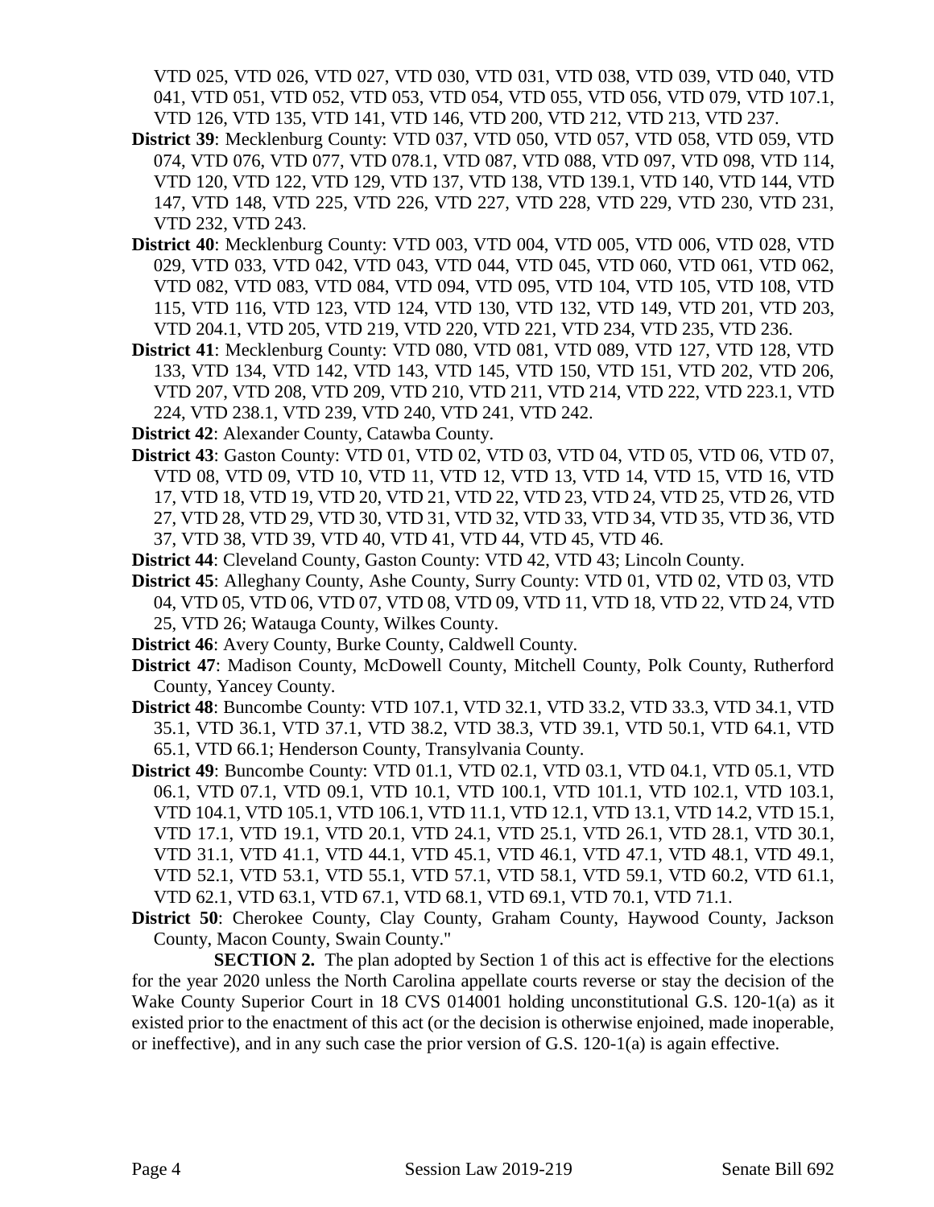VTD 025, VTD 026, VTD 027, VTD 030, VTD 031, VTD 038, VTD 039, VTD 040, VTD 041, VTD 051, VTD 052, VTD 053, VTD 054, VTD 055, VTD 056, VTD 079, VTD 107.1, VTD 126, VTD 135, VTD 141, VTD 146, VTD 200, VTD 212, VTD 213, VTD 237.

**District 39**: Mecklenburg County: VTD 037, VTD 050, VTD 057, VTD 058, VTD 059, VTD 074, VTD 076, VTD 077, VTD 078.1, VTD 087, VTD 088, VTD 097, VTD 098, VTD 114, VTD 120, VTD 122, VTD 129, VTD 137, VTD 138, VTD 139.1, VTD 140, VTD 144, VTD 147, VTD 148, VTD 225, VTD 226, VTD 227, VTD 228, VTD 229, VTD 230, VTD 231, VTD 232, VTD 243.

**District 40**: Mecklenburg County: VTD 003, VTD 004, VTD 005, VTD 006, VTD 028, VTD 029, VTD 033, VTD 042, VTD 043, VTD 044, VTD 045, VTD 060, VTD 061, VTD 062, VTD 082, VTD 083, VTD 084, VTD 094, VTD 095, VTD 104, VTD 105, VTD 108, VTD 115, VTD 116, VTD 123, VTD 124, VTD 130, VTD 132, VTD 149, VTD 201, VTD 203, VTD 204.1, VTD 205, VTD 219, VTD 220, VTD 221, VTD 234, VTD 235, VTD 236.

**District 41**: Mecklenburg County: VTD 080, VTD 081, VTD 089, VTD 127, VTD 128, VTD 133, VTD 134, VTD 142, VTD 143, VTD 145, VTD 150, VTD 151, VTD 202, VTD 206, VTD 207, VTD 208, VTD 209, VTD 210, VTD 211, VTD 214, VTD 222, VTD 223.1, VTD 224, VTD 238.1, VTD 239, VTD 240, VTD 241, VTD 242.

**District 42**: Alexander County, Catawba County.

**District 43**: Gaston County: VTD 01, VTD 02, VTD 03, VTD 04, VTD 05, VTD 06, VTD 07, VTD 08, VTD 09, VTD 10, VTD 11, VTD 12, VTD 13, VTD 14, VTD 15, VTD 16, VTD 17, VTD 18, VTD 19, VTD 20, VTD 21, VTD 22, VTD 23, VTD 24, VTD 25, VTD 26, VTD 27, VTD 28, VTD 29, VTD 30, VTD 31, VTD 32, VTD 33, VTD 34, VTD 35, VTD 36, VTD 37, VTD 38, VTD 39, VTD 40, VTD 41, VTD 44, VTD 45, VTD 46.

**District 44**: Cleveland County, Gaston County: VTD 42, VTD 43; Lincoln County.

**District 45**: Alleghany County, Ashe County, Surry County: VTD 01, VTD 02, VTD 03, VTD 04, VTD 05, VTD 06, VTD 07, VTD 08, VTD 09, VTD 11, VTD 18, VTD 22, VTD 24, VTD 25, VTD 26; Watauga County, Wilkes County.

**District 46**: Avery County, Burke County, Caldwell County.

**District 47**: Madison County, McDowell County, Mitchell County, Polk County, Rutherford County, Yancey County.

**District 48**: Buncombe County: VTD 107.1, VTD 32.1, VTD 33.2, VTD 33.3, VTD 34.1, VTD 35.1, VTD 36.1, VTD 37.1, VTD 38.2, VTD 38.3, VTD 39.1, VTD 50.1, VTD 64.1, VTD 65.1, VTD 66.1; Henderson County, Transylvania County.

**District 49**: Buncombe County: VTD 01.1, VTD 02.1, VTD 03.1, VTD 04.1, VTD 05.1, VTD 06.1, VTD 07.1, VTD 09.1, VTD 10.1, VTD 100.1, VTD 101.1, VTD 102.1, VTD 103.1, VTD 104.1, VTD 105.1, VTD 106.1, VTD 11.1, VTD 12.1, VTD 13.1, VTD 14.2, VTD 15.1, VTD 17.1, VTD 19.1, VTD 20.1, VTD 24.1, VTD 25.1, VTD 26.1, VTD 28.1, VTD 30.1, VTD 31.1, VTD 41.1, VTD 44.1, VTD 45.1, VTD 46.1, VTD 47.1, VTD 48.1, VTD 49.1, VTD 52.1, VTD 53.1, VTD 55.1, VTD 57.1, VTD 58.1, VTD 59.1, VTD 60.2, VTD 61.1, VTD 62.1, VTD 63.1, VTD 67.1, VTD 68.1, VTD 69.1, VTD 70.1, VTD 71.1.

**District 50**: Cherokee County, Clay County, Graham County, Haywood County, Jackson County, Macon County, Swain County."

**SECTION 2.** The plan adopted by Section 1 of this act is effective for the elections for the year 2020 unless the North Carolina appellate courts reverse or stay the decision of the Wake County Superior Court in 18 CVS 014001 holding unconstitutional G.S. 120-1(a) as it existed prior to the enactment of this act (or the decision is otherwise enjoined, made inoperable, or ineffective), and in any such case the prior version of G.S. 120-1(a) is again effective.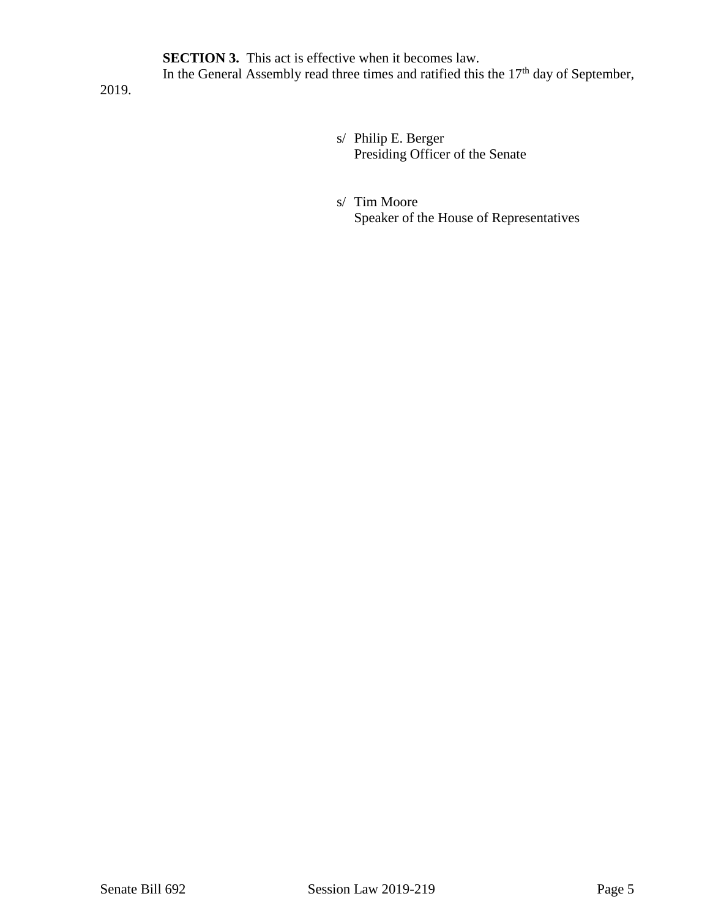**SECTION 3.** This act is effective when it becomes law.

In the General Assembly read three times and ratified this the 17th day of September, 2019.

s/ Philip E. Berger
Presiding Officer of the Senate

s/ Tim Moore
Speaker of the House of Representatives